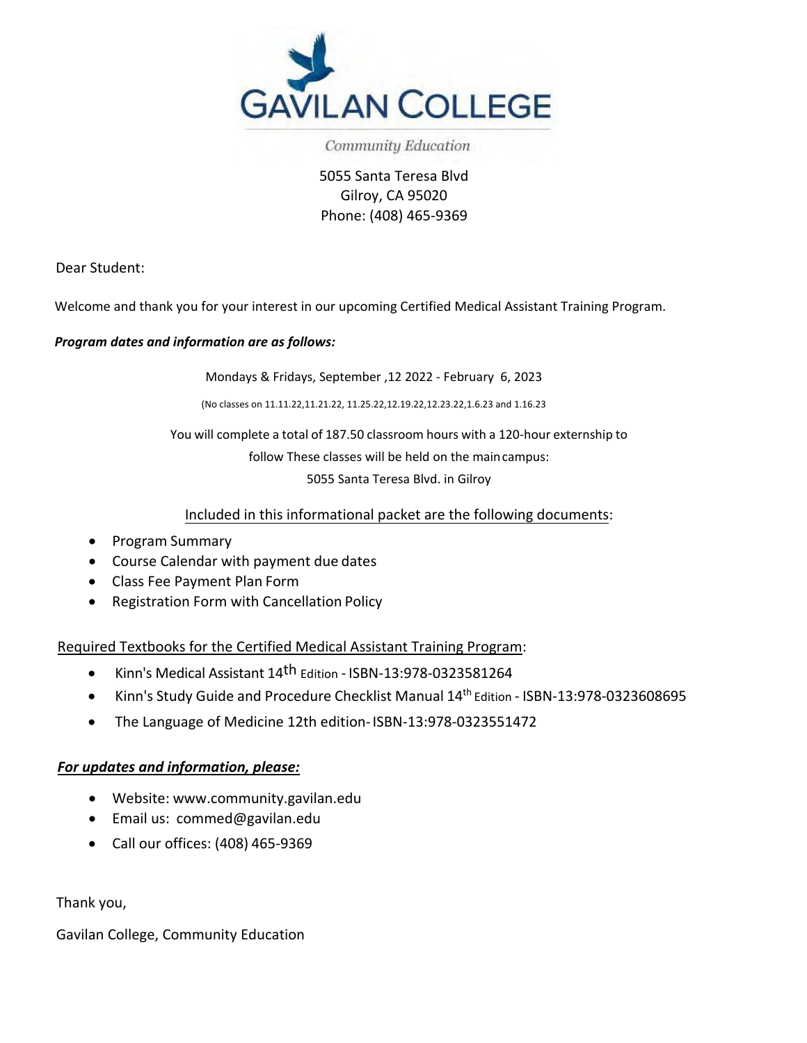# GAVILAN COLLEGE

*Community Education*

5055 Santa Teresa Blvd
Gilroy, CA 95020
Phone: (408) 465-9369

Dear Student:

Welcome and thank you for your interest in our upcoming Certified Medical Assistant Training Program.

***Program dates and information are as follows:***

Mondays & Fridays, September ,12 2022 - February 6, 2023

(No classes on 11.11.22,11.21.22, 11.25.22,12.19.22,12.23.22,1.6.23 and 1.16.23

You will complete a total of 187.50 classroom hours with a 120-hour externship to follow These classes will be held on the main campus:
5055 Santa Teresa Blvd. in Gilroy

Included in this informational packet are the following documents:

- Program Summary
- Course Calendar with payment due dates
- Class Fee Payment Plan Form
- Registration Form with Cancellation Policy

Required Textbooks for the Certified Medical Assistant Training Program:

- Kinn's Medical Assistant 14th Edition - ISBN-13:978-0323581264
- Kinn's Study Guide and Procedure Checklist Manual 14th Edition - ISBN-13:978-0323608695
- The Language of Medicine 12th edition- ISBN-13:978-0323551472

***For updates and information, please:***

- Website: www.community.gavilan.edu
- Email us: commed@gavilan.edu
- Call our offices: (408) 465-9369

Thank you,

Gavilan College, Community Education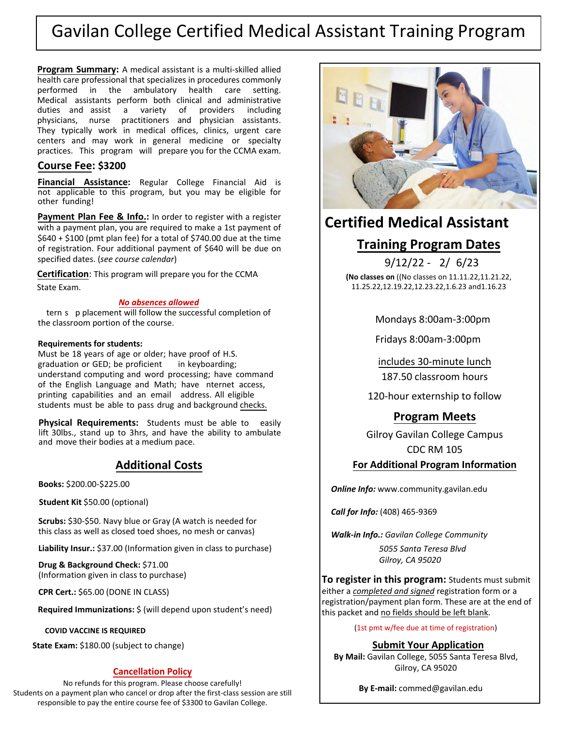# Gavilan College Certified Medical Assistant Training Program

**Program Summary:** A medical assistant is a multi-skilled allied health care professional that specializes in procedures commonly performed in the ambulatory health care setting. Medical assistants perform both clinical and administrative duties and assist a variety of providers including physicians, nurse practitioners and physician assistants. They typically work in medical offices, clinics, urgent care centers and may work in general medicine or specialty practices. This program will prepare you for the CCMA exam.

## Course Fee: $3200

**Financial Assistance:** Regular College Financial Aid is not applicable to this program, but you may be eligible for other funding!

**Payment Plan Fee & Info.:** In order to register with a register with a payment plan, you are required to make a 1st payment of $640 + $100 (pmt plan fee) for a total of $740.00 due at the time of registration. Four additional payment of $640 will be due on specified dates. (*see course calendar*)

**Certification**: This program will prepare you for the CCMA State Exam.

***No absences allowed***

tern s p placement will follow the successful completion of the classroom portion of the course.

**Requirements for students:**
Must be 18 years of age or older; have proof of H.S. graduation or GED; be proficient in keyboarding; understand computing and word processing; have command of the English Language and Math; have nternet access, printing capabilities and an email address. All eligible students must be able to pass drug and background checks.

**Physical Requirements:** Students must be able to easily lift 30lbs., stand up to 3hrs, and have the ability to ambulate and move their bodies at a medium pace.

## Additional Costs

**Books:** $200.00-$225.00

**Student Kit** $50.00 (optional)

**Scrubs:** $30-$50. Navy blue or Gray (A watch is needed for this class as well as closed toed shoes, no mesh or canvas)

**Liability Insur.:** $37.00 (Information given in class to purchase)

**Drug & Background Check:** $71.00
(Information given in class to purchase)

**CPR Cert.:** $65.00 (DONE IN CLASS)

**Required Immunizations:** $ (will depend upon student's need)

**COVID VACCINE IS REQUIRED**

**State Exam:** $180.00 (subject to change)

### Cancellation Policy

No refunds for this program. Please choose carefully!
Students on a payment plan who cancel or drop after the first-class session are still responsible to pay the entire course fee of $3300 to Gavilan College.

## Certified Medical Assistant

### Training Program Dates

9/12/22 - 2/ 6/23

**(No classes on** ((No classes on 11.11.22,11.21.22, 11.25.22,12.19.22,12.23.22,1.6.23 and1.16.23

Mondays 8:00am-3:00pm

Fridays 8:00am-3:00pm

includes 30-minute lunch

187.50 classroom hours

120-hour externship to follow

### Program Meets

Gilroy Gavilan College Campus
CDC RM 105

**For Additional Program Information**

***Online Info:*** www.community.gavilan.edu

***Call for Info:*** (408) 465-9369

***Walk-in Info.:*** *Gavilan College Community*
*5055 Santa Teresa Blvd*
*Gilroy, CA 95020*

**To register in this program:** Students must submit either a *completed and signed* registration form or a registration/payment plan form. These are at the end of this packet and no fields should be left blank.

(1st pmt w/fee due at time of registration)

### Submit Your Application

**By Mail:** Gavilan College, 5055 Santa Teresa Blvd, Gilroy, CA 95020

**By E-mail:** commed@gavilan.edu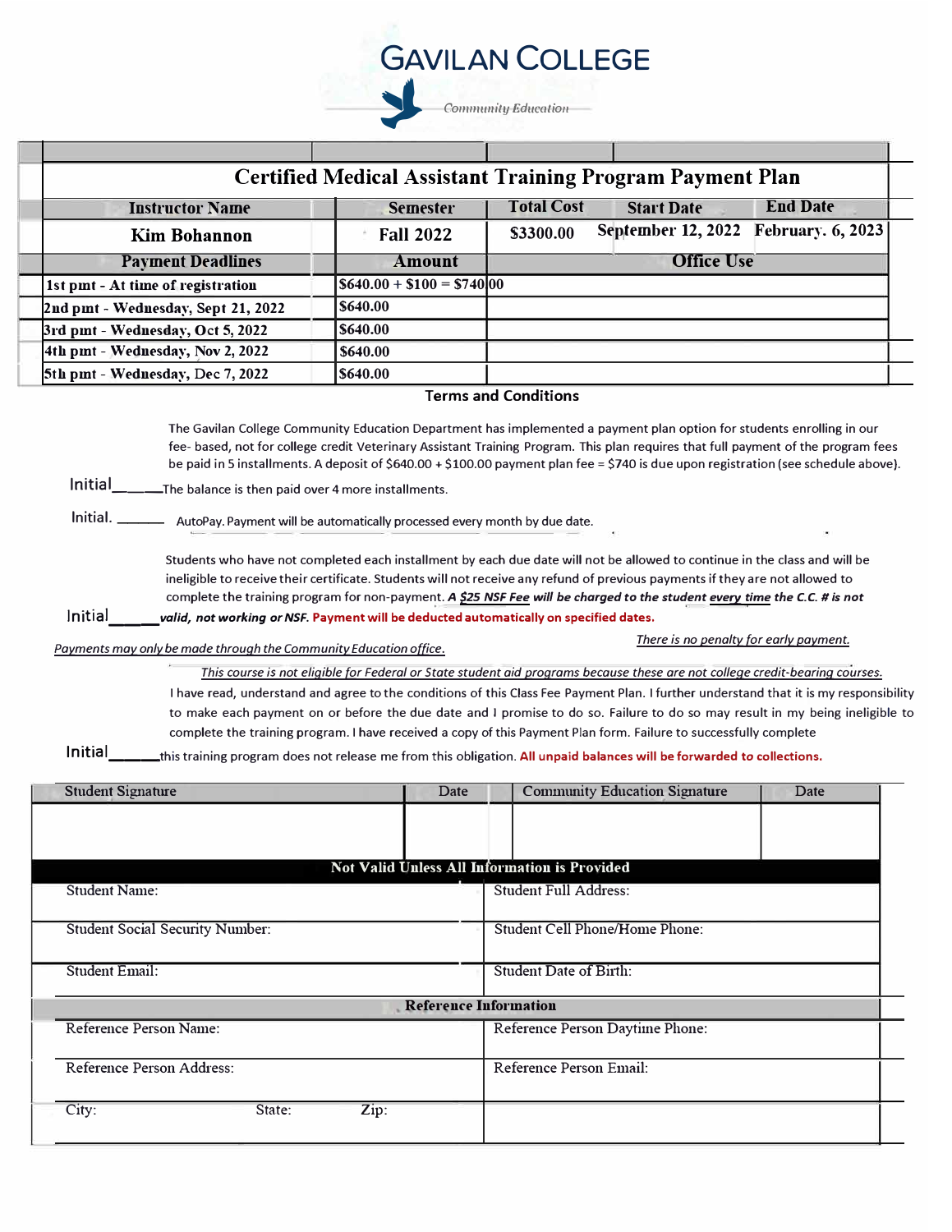# GAVILAN COLLEGE

Community Education

## Certified Medical Assistant Training Program Payment Plan

| Instructor Name | Semester | Total Cost | Start Date | End Date |
|---|---|---|---|---|
| Kim Bohannon | Fall 2022 | $3300.00 | September 12, 2022 | February. 6, 2023 |

| Payment Deadlines | Amount | Office Use |
|---|---|---|
| 1st pmt - At time of registration | $640.00 + $100 = $740.00 | |
| 2nd pmt - Wednesday, Sept 21, 2022 | $640.00 | |
| 3rd pmt - Wednesday, Oct 5, 2022 | $640.00 | |
| 4th pmt - Wednesday, Nov 2, 2022 | $640.00 | |
| 5th pmt - Wednesday, Dec 7, 2022 | $640.00 | |

**Terms and Conditions**

The Gavilan College Community Education Department has implemented a payment plan option for students enrolling in our fee- based, not for college credit Veterinary Assistant Training Program. This plan requires that full payment of the program fees be paid in 5 installments. A deposit of $640.00 + $100.00 payment plan fee = $740 is due upon registration (see schedule above).

Initial_____ The balance is then paid over 4 more installments.

Initial. ______ AutoPay. Payment will be automatically processed every month by due date.

Students who have not completed each installment by each due date will not be allowed to continue in the class and will be ineligible to receive their certificate. Students will not receive any refund of previous payments if they are not allowed to complete the training program for non-payment. ***A <u>$25 NSF Fee</u> will be charged to the <u>student every time</u> the C.C. # is not***

Initial_____ ***valid, not working or NSF.*** **Payment will be deducted automatically on specified dates.**

*<u>Payments may only be made through the Community Education office.</u>*

*<u>There is no penalty for early payment.</u>*

*<u>This course is not eligible for Federal or State student aid programs because these are not college credit-bearing courses.</u>*

I have read, understand and agree to the conditions of this Class Fee Payment Plan. I further understand that it is my responsibility to make each payment on or before the due date and I promise to do so. Failure to do so may result in my being ineligible to complete the training program. I have received a copy of this Payment Plan form. Failure to successfully complete

Initial_____ this training program does not release me from this obligation. **All unpaid balances will be forwarded to collections.**

| Student Signature | Date | Community Education Signature | Date |
|---|---|---|---|
| | | | |

**Not Valid Unless All Information is Provided**

| | |
|---|---|
| Student Name: | Student Full Address: |
| Student Social Security Number: | Student Cell Phone/Home Phone: |
| Student Email: | Student Date of Birth: |

**Reference Information**

| | |
|---|---|
| Reference Person Name: | Reference Person Daytime Phone: |
| Reference Person Address: | Reference Person Email: |
| City: State: Zip: | |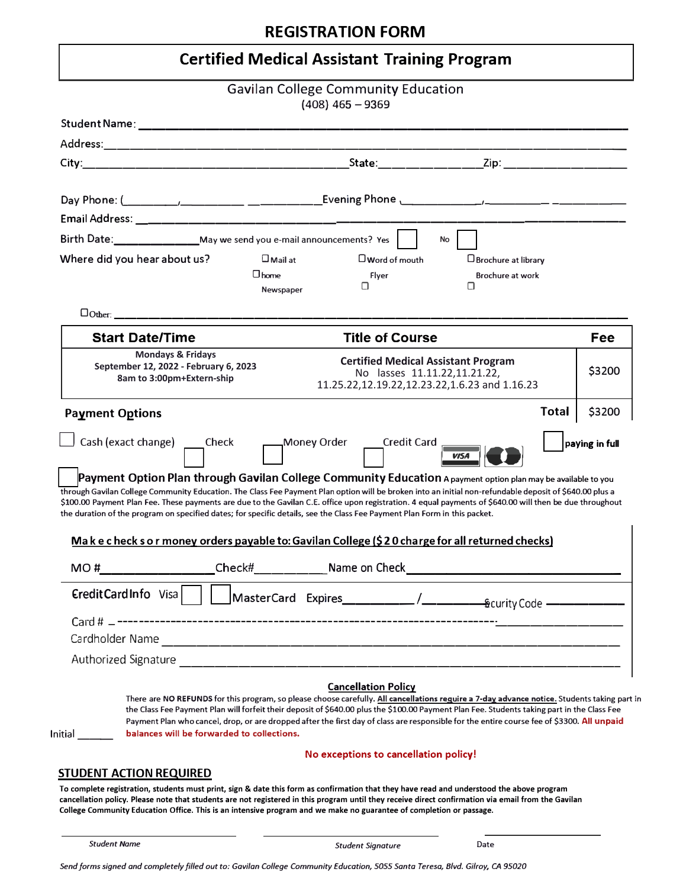# REGISTRATION FORM

## Certified Medical Assistant Training Program

Gavilan College Community Education
(408) 465 – 9369

Student Name: ______________________________________________

Address: ______________________________________________

City: ______________________ State: __________ Zip: ______________

Day Phone: (______)________ ________ Evening Phone (______)________ ________

Email Address: ______________________________________________

Birth Date: ____________ May we send you e-mail announcements? Yes ☐ No ☐

Where did you hear about us? ☐ Mail at home ☐ Word of mouth ☐ Brochure at library ☐ Newspaper ☐ Flyer ☐ Brochure at work

☐ Other: ______________________________________________

| Start Date/Time | Title of Course | Fee |
|---|---|---|
| **Mondays & Fridays**<br>**September 12, 2022 - February 6, 2023**<br>**8am to 3:00pm+Extern-ship** | **Certified Medical Assistant Program**<br>No lasses 11.11.22,11.21.22, 11.25.22,12.19.22,12.23.22,1.6.23 and 1.16.23 | $3200 |
| | **Total** | $3200 |

**Payment Options**

☐ Cash (exact change) ☐ Check ☐ Money Order ☐ Credit Card ☐ **paying in full**

☐ **Payment Option Plan through Gavilan College Community Education** A payment option plan may be available to you through Gavilan College Community Education. The Class Fee Payment Plan option will be broken into an initial non-refundable deposit of $640.00 plus a $100.00 Payment Plan Fee. These payments are due to the Gavilan C.E. office upon registration. 4 equal payments of $640.00 will then be due throughout the duration of the program on specified dates; for specific details, see the Class Fee Payment Plan Form in this packet.

**Make checks or money orders payable to: Gavilan College ($20 charge for all returned checks)**

MO #____________ Check#__________ Name on Check______________________

Credit Card Info Visa ☐ ☐ MasterCard Expires________/________ Security Code ________

Card # ______________________________________________

Cardholder Name ______________________________________________

Authorized Signature ______________________________________________

**Cancellation Policy**

There are **NO REFUNDS** for this program, so please choose carefully. **All cancellations require a 7-day advance notice.** Students taking part in the Class Fee Payment Plan will forfeit their deposit of $640.00 plus the $100.00 Payment Plan Fee. Students taking part in the Class Fee Payment Plan who cancel, drop, or are dropped after the first day of class are responsible for the entire course fee of $3300. **All unpaid balances will be forwarded to collections.**

Initial ______

**No exceptions to cancellation policy!**

## STUDENT ACTION REQUIRED

**To complete registration, students must print, sign & date this form as confirmation that they have read and understood the above program cancellation policy. Please note that students are not registered in this program until they receive direct confirmation via email from the Gavilan College Community Education Office. This is an intensive program and we make no guarantee of completion or passage.**

______________________ ______________________ ______________________

*Student Name* *Student Signature* Date

*Send forms signed and completely filled out to: Gavilan College Community Education, 5055 Santa Teresa, Blvd. Gilroy, CA 95020*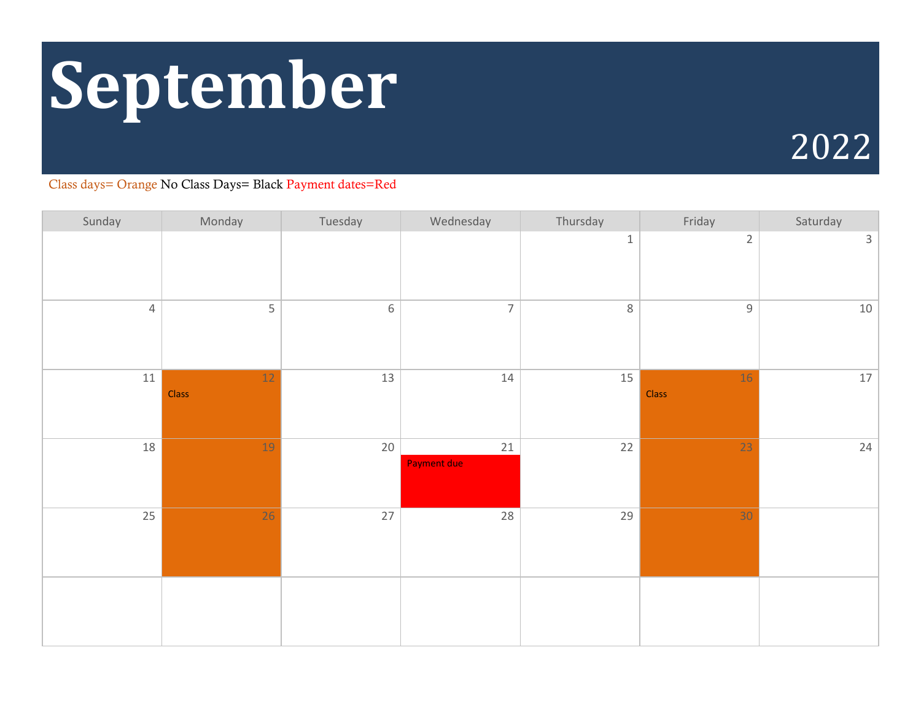# September

2022

Class days= Orange No Class Days= Black Payment dates=Red

| Sunday | Monday | Tuesday | Wednesday | Thursday | Friday | Saturday |
|---|---|---|---|---|---|---|
| | | | | 1 | 2 | 3 |
| 4 | 5 | 6 | 7 | 8 | 9 | 10 |
| 11 | 12 Class | 13 | 14 | 15 | 16 Class | 17 |
| 18 | 19 | 20 | 21 Payment due | 22 | 23 | 24 |
| 25 | 26 | 27 | 28 | 29 | 30 | |
| | | | | | | |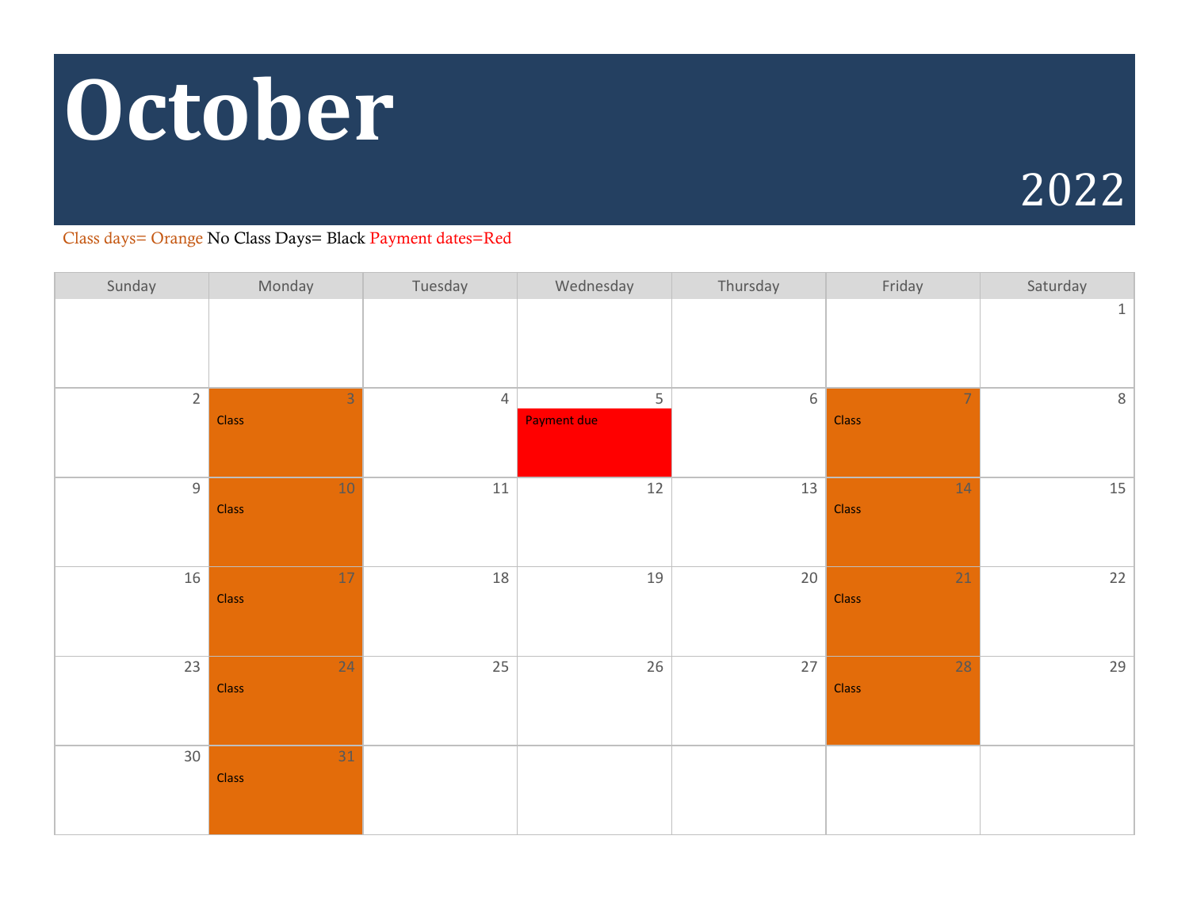# October

2022

Class days= Orange No Class Days= Black Payment dates=Red

| Sunday | Monday | Tuesday | Wednesday | Thursday | Friday | Saturday |
|---|---|---|---|---|---|---|
| | | | | | | 1 |
| 2 | 3 Class | 4 | 5 Payment due | 6 | 7 Class | 8 |
| 9 | 10 Class | 11 | 12 | 13 | 14 Class | 15 |
| 16 | 17 Class | 18 | 19 | 20 | 21 Class | 22 |
| 23 | 24 Class | 25 | 26 | 27 | 28 Class | 29 |
| 30 | 31 Class | | | | | |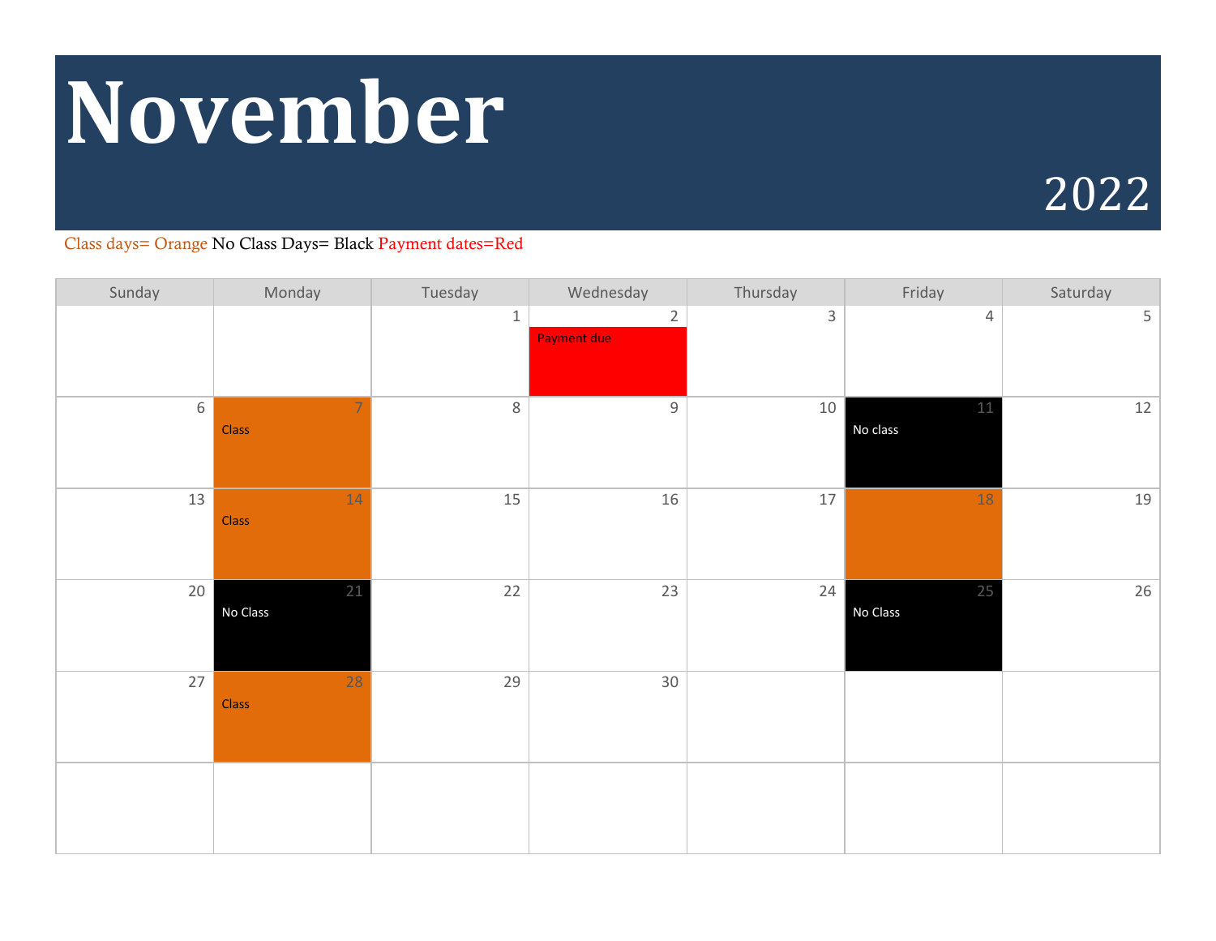# November

2022

Class days= Orange No Class Days= Black Payment dates=Red

| Sunday | Monday | Tuesday | Wednesday | Thursday | Friday | Saturday |
|---|---|---|---|---|---|---|
| | | 1 | 2 Payment due | 3 | 4 | 5 |
| 6 | 7 Class | 8 | 9 | 10 | 11 No class | 12 |
| 13 | 14 Class | 15 | 16 | 17 | 18 | 19 |
| 20 | 21 No Class | 22 | 23 | 24 | 25 No Class | 26 |
| 27 | 28 Class | 29 | 30 | | | |
| | | | | | | |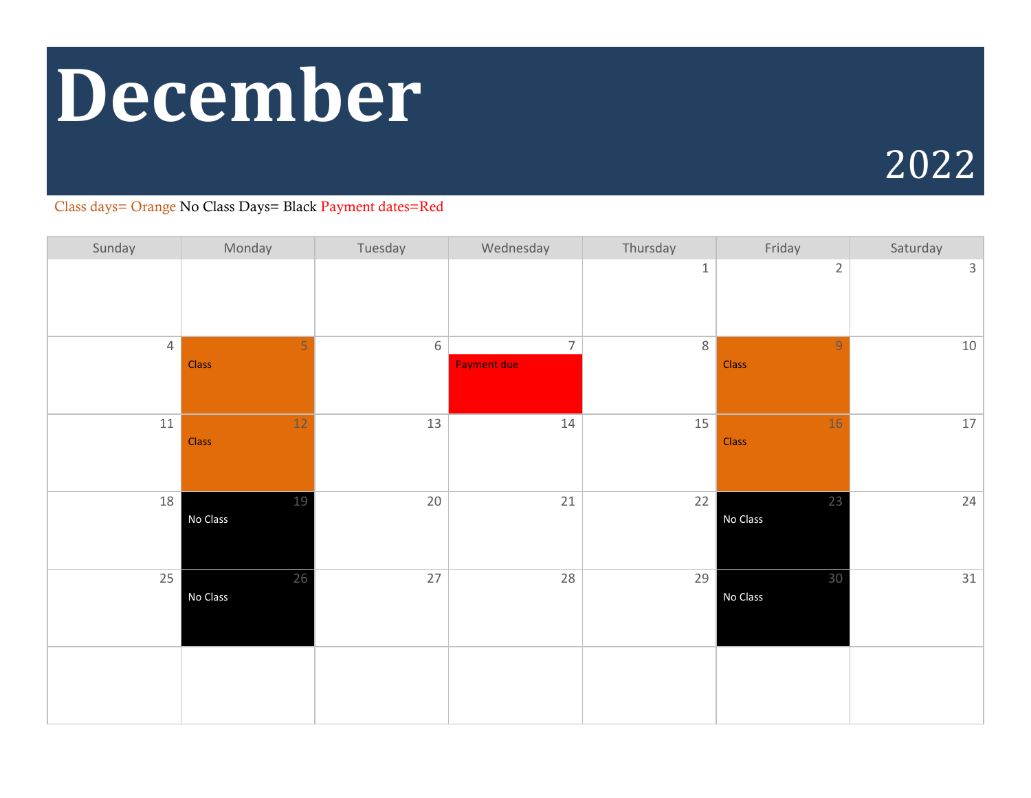# December

2022

Class days= Orange No Class Days= Black Payment dates=Red

| Sunday | Monday | Tuesday | Wednesday | Thursday | Friday | Saturday |
|---|---|---|---|---|---|---|
| | | | | 1 | 2 | 3 |
| 4 | 5 Class | 6 | 7 Payment due | 8 | 9 Class | 10 |
| 11 | 12 Class | 13 | 14 | 15 | 16 Class | 17 |
| 18 | 19 No Class | 20 | 21 | 22 | 23 No Class | 24 |
| 25 | 26 No Class | 27 | 28 | 29 | 30 No Class | 31 |
| | | | | | | |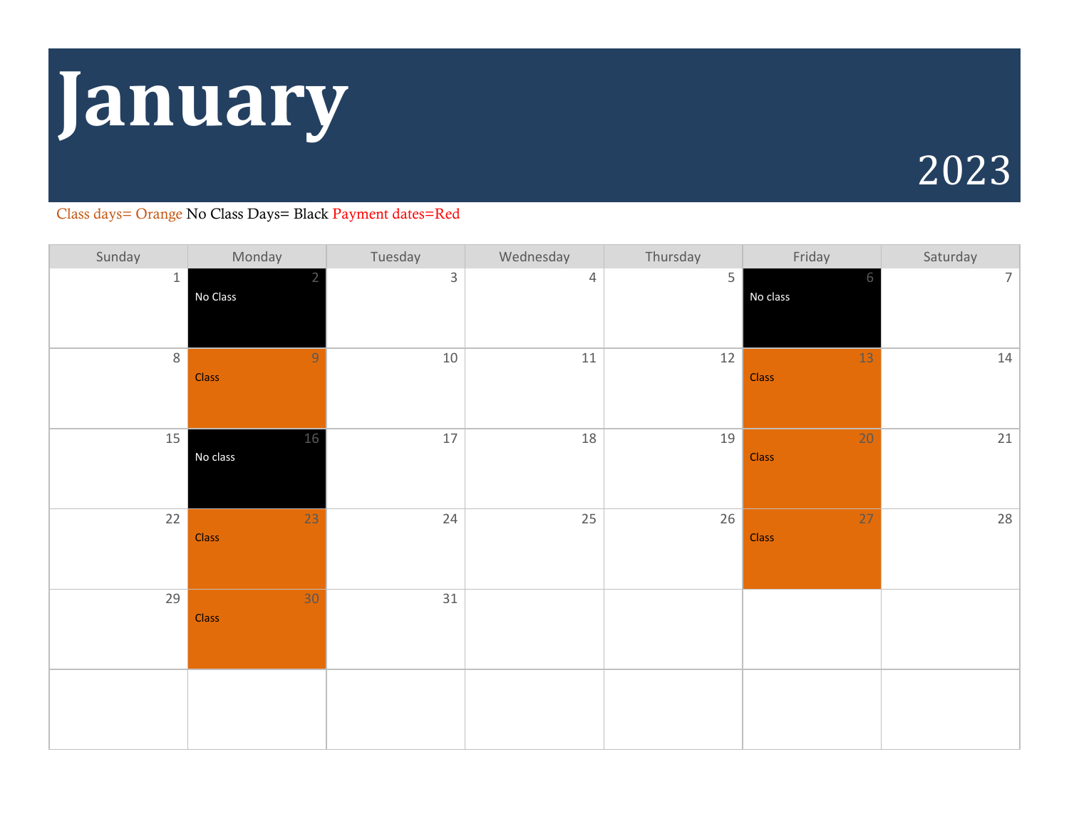# January

2023

Class days= Orange No Class Days= Black Payment dates=Red

| Sunday | Monday | Tuesday | Wednesday | Thursday | Friday | Saturday |
|---|---|---|---|---|---|---|
| 1 | 2 No Class | 3 | 4 | 5 | 6 No class | 7 |
| 8 | 9 Class | 10 | 11 | 12 | 13 Class | 14 |
| 15 | 16 No class | 17 | 18 | 19 | 20 Class | 21 |
| 22 | 23 Class | 24 | 25 | 26 | 27 Class | 28 |
| 29 | 30 Class | 31 | | | | |
| | | | | | | |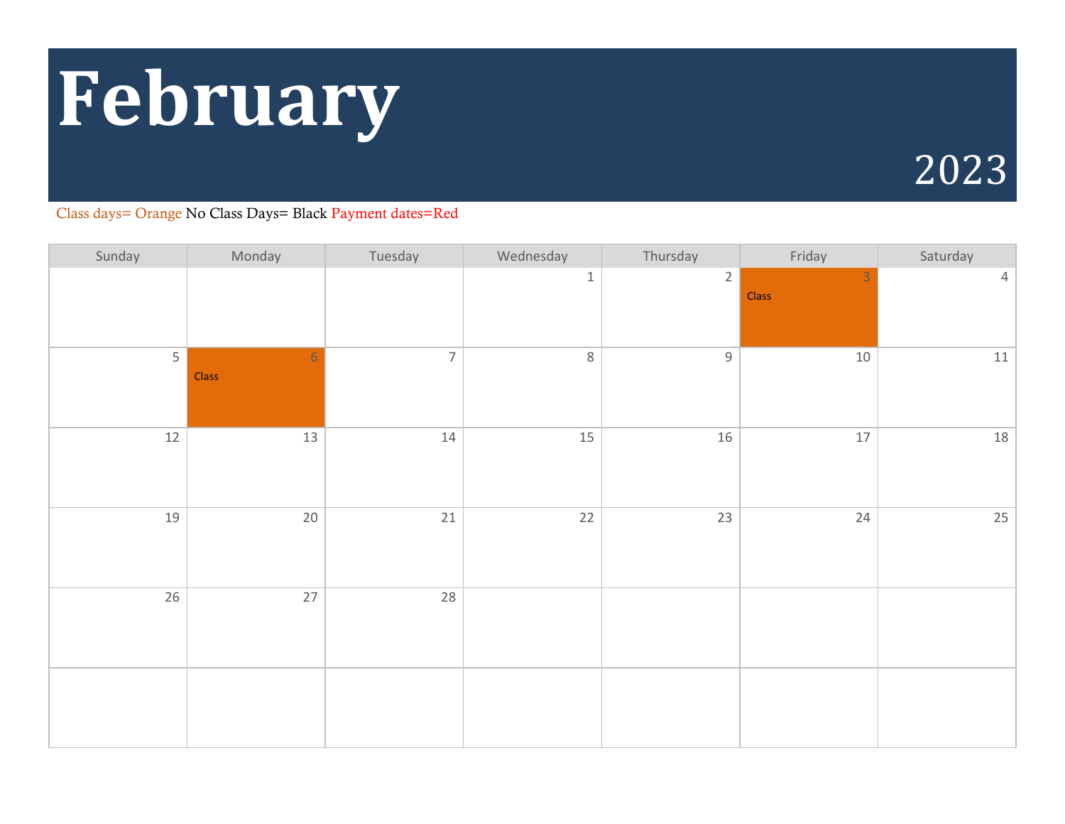# February

2023

Class days= Orange No Class Days= Black Payment dates=Red

| Sunday | Monday | Tuesday | Wednesday | Thursday | Friday | Saturday |
|---|---|---|---|---|---|---|
| | | | 1 | 2 | 3 Class | 4 |
| 5 | 6 Class | 7 | 8 | 9 | 10 | 11 |
| 12 | 13 | 14 | 15 | 16 | 17 | 18 |
| 19 | 20 | 21 | 22 | 23 | 24 | 25 |
| 26 | 27 | 28 | | | | |
| | | | | | | |